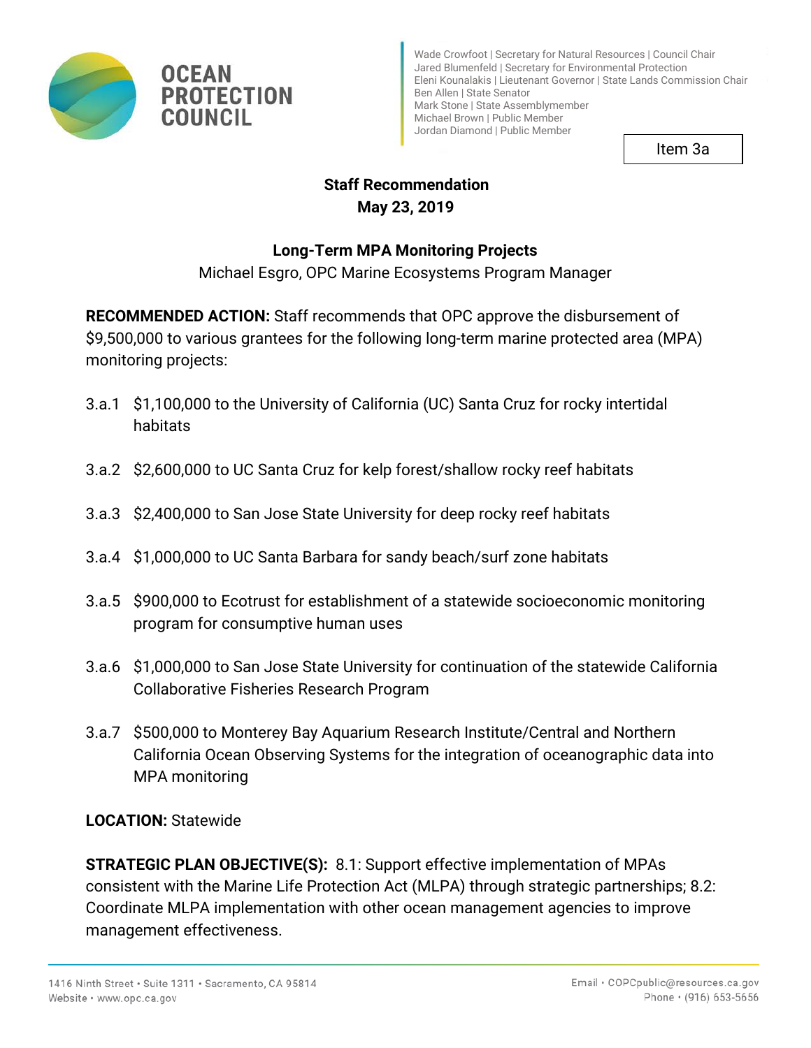# OCEAN PROTECTION COUNCIL

Wade Crowfoot | Secretary for Natural Resources | Council Chair
Jared Blumenfeld | Secretary for Environmental Protection
Eleni Kounalakis | Lieutenant Governor | State Lands Commission Chair
Ben Allen | State Senator
Mark Stone | State Assemblymember
Michael Brown | Public Member
Jordan Diamond | Public Member

Item 3a

**Staff Recommendation**
**May 23, 2019**

**Long-Term MPA Monitoring Projects**
Michael Esgro, OPC Marine Ecosystems Program Manager

**RECOMMENDED ACTION:** Staff recommends that OPC approve the disbursement of $9,500,000 to various grantees for the following long-term marine protected area (MPA) monitoring projects:

3.a.1 $1,100,000 to the University of California (UC) Santa Cruz for rocky intertidal habitats

3.a.2 $2,600,000 to UC Santa Cruz for kelp forest/shallow rocky reef habitats

3.a.3 $2,400,000 to San Jose State University for deep rocky reef habitats

3.a.4 $1,000,000 to UC Santa Barbara for sandy beach/surf zone habitats

3.a.5 $900,000 to Ecotrust for establishment of a statewide socioeconomic monitoring program for consumptive human uses

3.a.6 $1,000,000 to San Jose State University for continuation of the statewide California Collaborative Fisheries Research Program

3.a.7 $500,000 to Monterey Bay Aquarium Research Institute/Central and Northern California Ocean Observing Systems for the integration of oceanographic data into MPA monitoring

**LOCATION:** Statewide

**STRATEGIC PLAN OBJECTIVE(S):** 8.1: Support effective implementation of MPAs consistent with the Marine Life Protection Act (MLPA) through strategic partnerships; 8.2: Coordinate MLPA implementation with other ocean management agencies to improve management effectiveness.

1416 Ninth Street • Suite 1311 • Sacramento, CA 95814
Website • www.opc.ca.gov

Email • COPCpublic@resources.ca.gov
Phone • (916) 653-5656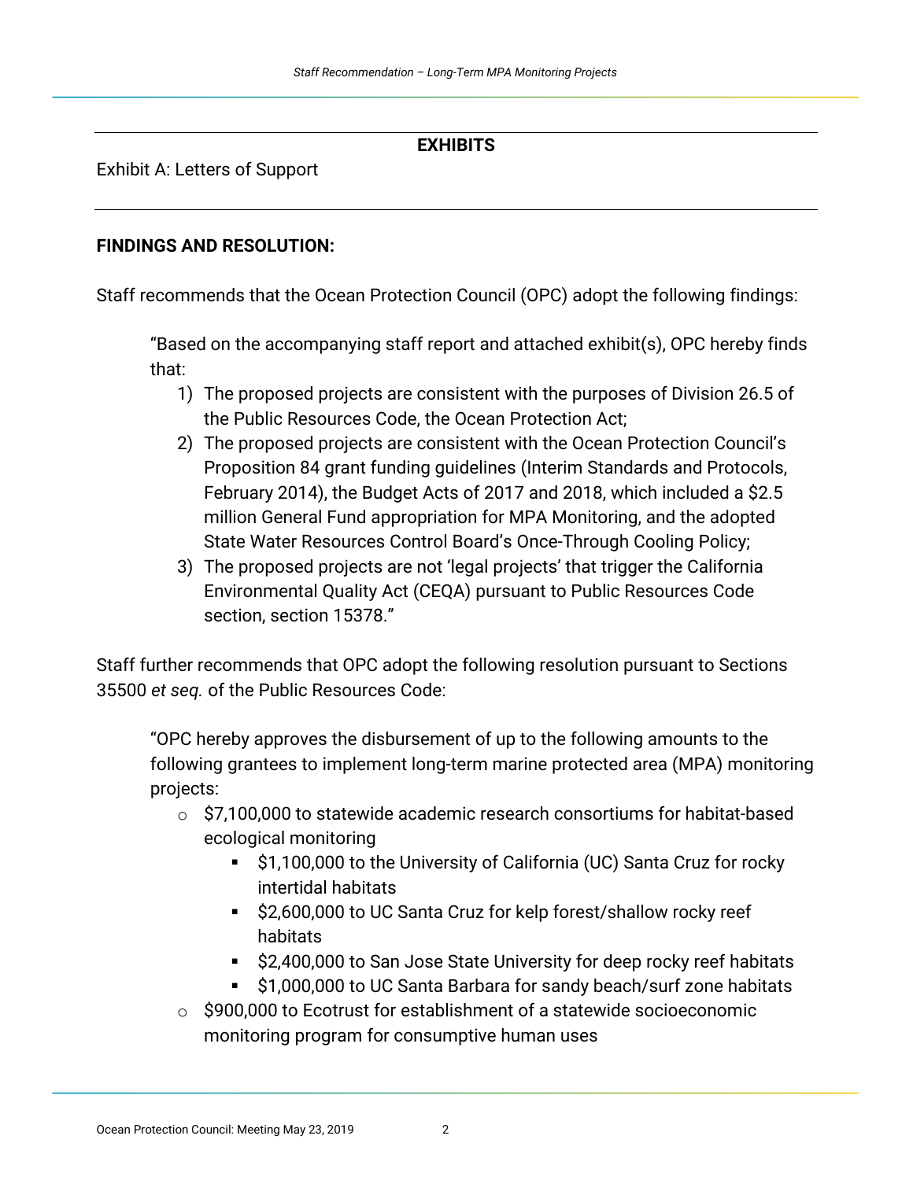**EXHIBITS**

Exhibit A: Letters of Support

---

**FINDINGS AND RESOLUTION:**

Staff recommends that the Ocean Protection Council (OPC) adopt the following findings:

> "Based on the accompanying staff report and attached exhibit(s), OPC hereby finds that:
>
> 1) The proposed projects are consistent with the purposes of Division 26.5 of the Public Resources Code, the Ocean Protection Act;
> 2) The proposed projects are consistent with the Ocean Protection Council's Proposition 84 grant funding guidelines (Interim Standards and Protocols, February 2014), the Budget Acts of 2017 and 2018, which included a $2.5 million General Fund appropriation for MPA Monitoring, and the adopted State Water Resources Control Board's Once-Through Cooling Policy;
> 3) The proposed projects are not 'legal projects' that trigger the California Environmental Quality Act (CEQA) pursuant to Public Resources Code section, section 15378."

Staff further recommends that OPC adopt the following resolution pursuant to Sections 35500 *et seq.* of the Public Resources Code:

> "OPC hereby approves the disbursement of up to the following amounts to the following grantees to implement long-term marine protected area (MPA) monitoring projects:
>
> - $7,100,000 to statewide academic research consortiums for habitat-based ecological monitoring
>   - $1,100,000 to the University of California (UC) Santa Cruz for rocky intertidal habitats
>   - $2,600,000 to UC Santa Cruz for kelp forest/shallow rocky reef habitats
>   - $2,400,000 to San Jose State University for deep rocky reef habitats
>   - $1,000,000 to UC Santa Barbara for sandy beach/surf zone habitats
> - $900,000 to Ecotrust for establishment of a statewide socioeconomic monitoring program for consumptive human uses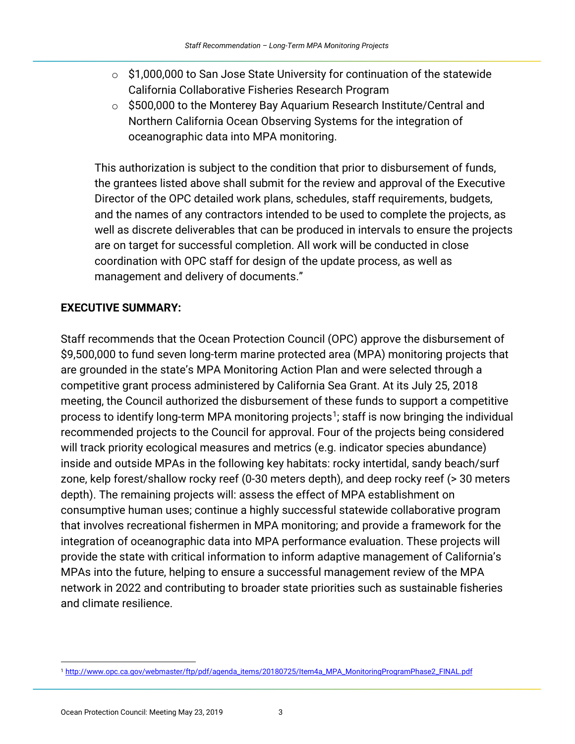- $1,000,000 to San Jose State University for continuation of the statewide California Collaborative Fisheries Research Program
- $500,000 to the Monterey Bay Aquarium Research Institute/Central and Northern California Ocean Observing Systems for the integration of oceanographic data into MPA monitoring.

This authorization is subject to the condition that prior to disbursement of funds, the grantees listed above shall submit for the review and approval of the Executive Director of the OPC detailed work plans, schedules, staff requirements, budgets, and the names of any contractors intended to be used to complete the projects, as well as discrete deliverables that can be produced in intervals to ensure the projects are on target for successful completion. All work will be conducted in close coordination with OPC staff for design of the update process, as well as management and delivery of documents."

**EXECUTIVE SUMMARY:**

Staff recommends that the Ocean Protection Council (OPC) approve the disbursement of $9,500,000 to fund seven long-term marine protected area (MPA) monitoring projects that are grounded in the state's MPA Monitoring Action Plan and were selected through a competitive grant process administered by California Sea Grant. At its July 25, 2018 meeting, the Council authorized the disbursement of these funds to support a competitive process to identify long-term MPA monitoring projects[1]; staff is now bringing the individual recommended projects to the Council for approval. Four of the projects being considered will track priority ecological measures and metrics (e.g. indicator species abundance) inside and outside MPAs in the following key habitats: rocky intertidal, sandy beach/surf zone, kelp forest/shallow rocky reef (0-30 meters depth), and deep rocky reef (> 30 meters depth). The remaining projects will: assess the effect of MPA establishment on consumptive human uses; continue a highly successful statewide collaborative program that involves recreational fishermen in MPA monitoring; and provide a framework for the integration of oceanographic data into MPA performance evaluation. These projects will provide the state with critical information to inform adaptive management of California's MPAs into the future, helping to ensure a successful management review of the MPA network in 2022 and contributing to broader state priorities such as sustainable fisheries and climate resilience.

[1] http://www.opc.ca.gov/webmaster/ftp/pdf/agenda_items/20180725/Item4a_MPA_MonitoringProgramPhase2_FINAL.pdf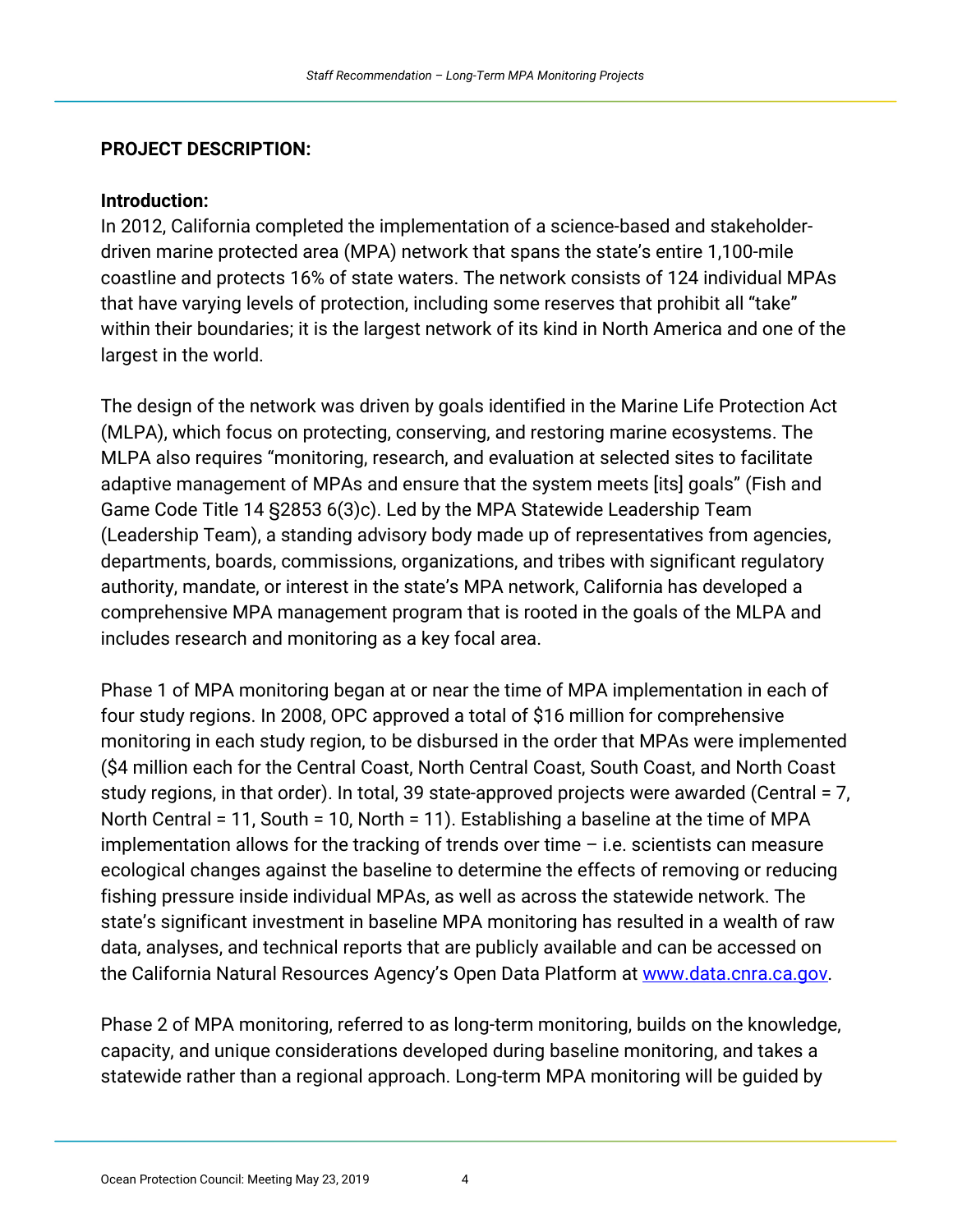**PROJECT DESCRIPTION:**

**Introduction:**

In 2012, California completed the implementation of a science-based and stakeholder-driven marine protected area (MPA) network that spans the state's entire 1,100-mile coastline and protects 16% of state waters. The network consists of 124 individual MPAs that have varying levels of protection, including some reserves that prohibit all "take" within their boundaries; it is the largest network of its kind in North America and one of the largest in the world.

The design of the network was driven by goals identified in the Marine Life Protection Act (MLPA), which focus on protecting, conserving, and restoring marine ecosystems. The MLPA also requires "monitoring, research, and evaluation at selected sites to facilitate adaptive management of MPAs and ensure that the system meets [its] goals" (Fish and Game Code Title 14 §2853 6(3)c). Led by the MPA Statewide Leadership Team (Leadership Team), a standing advisory body made up of representatives from agencies, departments, boards, commissions, organizations, and tribes with significant regulatory authority, mandate, or interest in the state's MPA network, California has developed a comprehensive MPA management program that is rooted in the goals of the MLPA and includes research and monitoring as a key focal area.

Phase 1 of MPA monitoring began at or near the time of MPA implementation in each of four study regions. In 2008, OPC approved a total of $16 million for comprehensive monitoring in each study region, to be disbursed in the order that MPAs were implemented ($4 million each for the Central Coast, North Central Coast, South Coast, and North Coast study regions, in that order). In total, 39 state-approved projects were awarded (Central = 7, North Central = 11, South = 10, North = 11). Establishing a baseline at the time of MPA implementation allows for the tracking of trends over time – i.e. scientists can measure ecological changes against the baseline to determine the effects of removing or reducing fishing pressure inside individual MPAs, as well as across the statewide network. The state's significant investment in baseline MPA monitoring has resulted in a wealth of raw data, analyses, and technical reports that are publicly available and can be accessed on the California Natural Resources Agency's Open Data Platform at [www.data.cnra.ca.gov](http://www.data.cnra.ca.gov).

Phase 2 of MPA monitoring, referred to as long-term monitoring, builds on the knowledge, capacity, and unique considerations developed during baseline monitoring, and takes a statewide rather than a regional approach. Long-term MPA monitoring will be guided by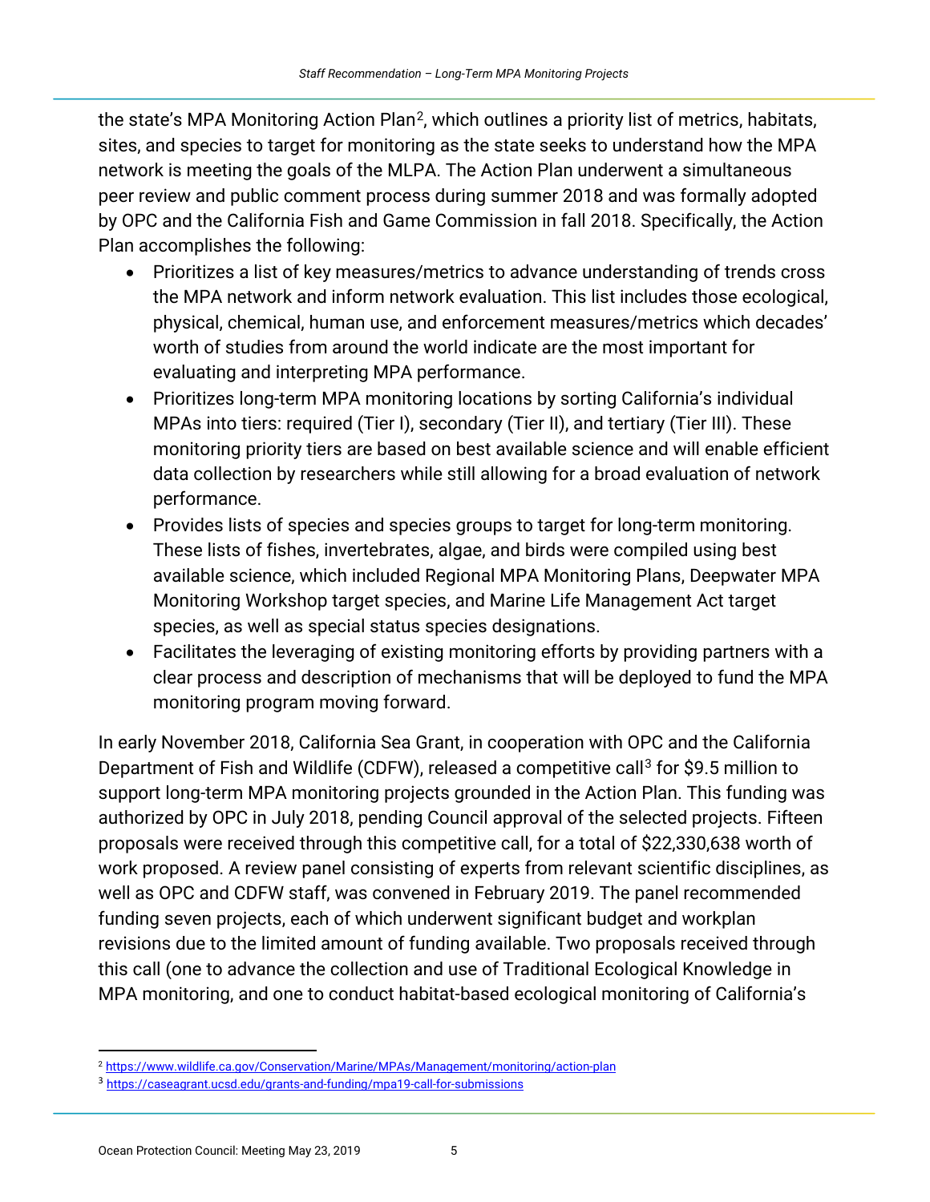the state's MPA Monitoring Action Plan[2], which outlines a priority list of metrics, habitats, sites, and species to target for monitoring as the state seeks to understand how the MPA network is meeting the goals of the MLPA. The Action Plan underwent a simultaneous peer review and public comment process during summer 2018 and was formally adopted by OPC and the California Fish and Game Commission in fall 2018. Specifically, the Action Plan accomplishes the following:

- Prioritizes a list of key measures/metrics to advance understanding of trends cross the MPA network and inform network evaluation. This list includes those ecological, physical, chemical, human use, and enforcement measures/metrics which decades' worth of studies from around the world indicate are the most important for evaluating and interpreting MPA performance.
- Prioritizes long-term MPA monitoring locations by sorting California's individual MPAs into tiers: required (Tier I), secondary (Tier II), and tertiary (Tier III). These monitoring priority tiers are based on best available science and will enable efficient data collection by researchers while still allowing for a broad evaluation of network performance.
- Provides lists of species and species groups to target for long-term monitoring. These lists of fishes, invertebrates, algae, and birds were compiled using best available science, which included Regional MPA Monitoring Plans, Deepwater MPA Monitoring Workshop target species, and Marine Life Management Act target species, as well as special status species designations.
- Facilitates the leveraging of existing monitoring efforts by providing partners with a clear process and description of mechanisms that will be deployed to fund the MPA monitoring program moving forward.

In early November 2018, California Sea Grant, in cooperation with OPC and the California Department of Fish and Wildlife (CDFW), released a competitive call[3] for $9.5 million to support long-term MPA monitoring projects grounded in the Action Plan. This funding was authorized by OPC in July 2018, pending Council approval of the selected projects. Fifteen proposals were received through this competitive call, for a total of $22,330,638 worth of work proposed. A review panel consisting of experts from relevant scientific disciplines, as well as OPC and CDFW staff, was convened in February 2019. The panel recommended funding seven projects, each of which underwent significant budget and workplan revisions due to the limited amount of funding available. Two proposals received through this call (one to advance the collection and use of Traditional Ecological Knowledge in MPA monitoring, and one to conduct habitat-based ecological monitoring of California's

---

[2] https://www.wildlife.ca.gov/Conservation/Marine/MPAs/Management/monitoring/action-plan

[3] https://caseagrant.ucsd.edu/grants-and-funding/mpa19-call-for-submissions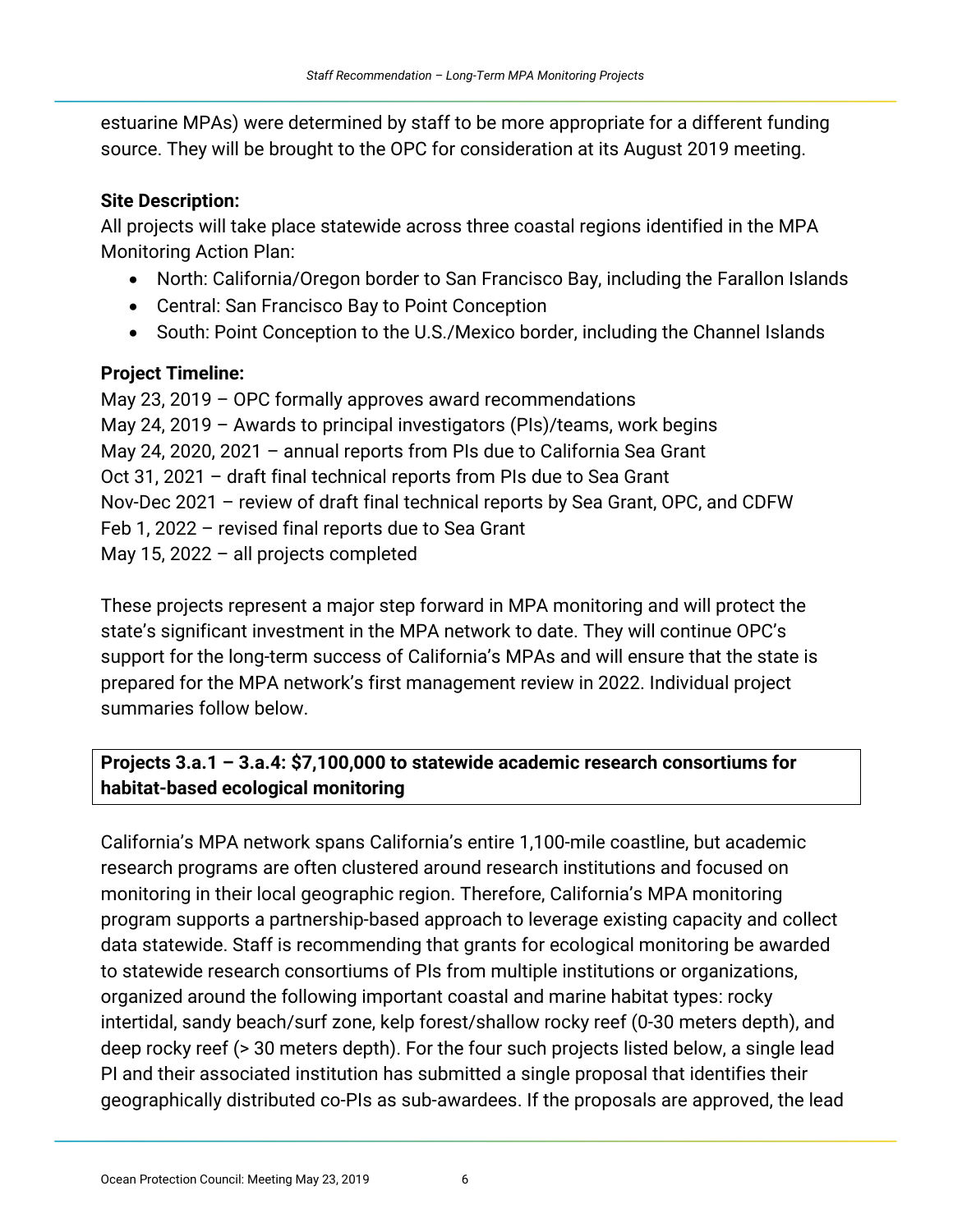estuarine MPAs) were determined by staff to be more appropriate for a different funding source. They will be brought to the OPC for consideration at its August 2019 meeting.

**Site Description:**
All projects will take place statewide across three coastal regions identified in the MPA Monitoring Action Plan:

- North: California/Oregon border to San Francisco Bay, including the Farallon Islands
- Central: San Francisco Bay to Point Conception
- South: Point Conception to the U.S./Mexico border, including the Channel Islands

**Project Timeline:**
May 23, 2019 – OPC formally approves award recommendations
May 24, 2019 – Awards to principal investigators (PIs)/teams, work begins
May 24, 2020, 2021 – annual reports from PIs due to California Sea Grant
Oct 31, 2021 – draft final technical reports from PIs due to Sea Grant
Nov-Dec 2021 – review of draft final technical reports by Sea Grant, OPC, and CDFW
Feb 1, 2022 – revised final reports due to Sea Grant
May 15, 2022 – all projects completed

These projects represent a major step forward in MPA monitoring and will protect the state's significant investment in the MPA network to date. They will continue OPC's support for the long-term success of California's MPAs and will ensure that the state is prepared for the MPA network's first management review in 2022. Individual project summaries follow below.

**Projects 3.a.1 – 3.a.4: $7,100,000 to statewide academic research consortiums for habitat-based ecological monitoring**

California's MPA network spans California's entire 1,100-mile coastline, but academic research programs are often clustered around research institutions and focused on monitoring in their local geographic region. Therefore, California's MPA monitoring program supports a partnership-based approach to leverage existing capacity and collect data statewide. Staff is recommending that grants for ecological monitoring be awarded to statewide research consortiums of PIs from multiple institutions or organizations, organized around the following important coastal and marine habitat types: rocky intertidal, sandy beach/surf zone, kelp forest/shallow rocky reef (0-30 meters depth), and deep rocky reef (> 30 meters depth). For the four such projects listed below, a single lead PI and their associated institution has submitted a single proposal that identifies their geographically distributed co-PIs as sub-awardees. If the proposals are approved, the lead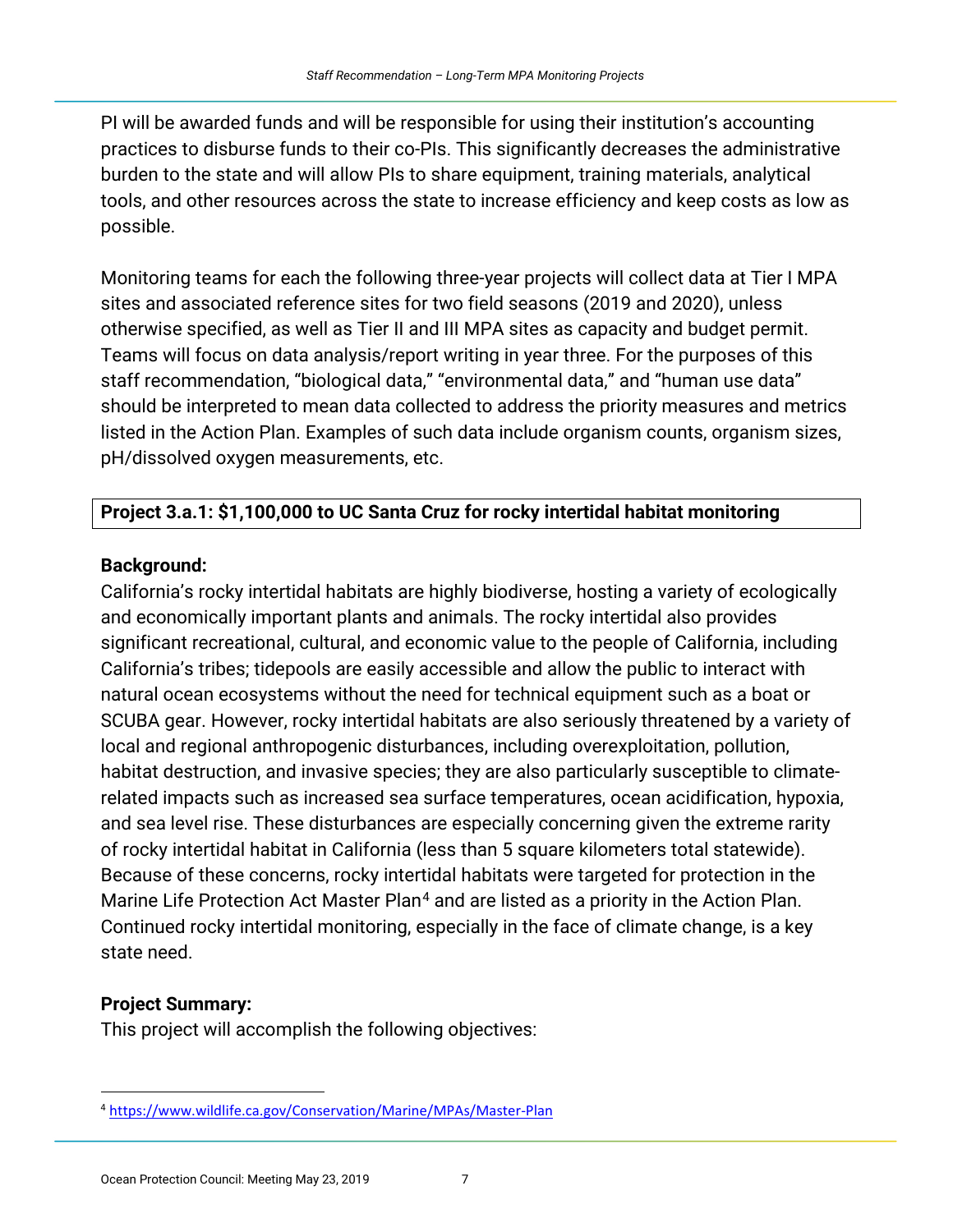PI will be awarded funds and will be responsible for using their institution's accounting practices to disburse funds to their co-PIs. This significantly decreases the administrative burden to the state and will allow PIs to share equipment, training materials, analytical tools, and other resources across the state to increase efficiency and keep costs as low as possible.

Monitoring teams for each the following three-year projects will collect data at Tier I MPA sites and associated reference sites for two field seasons (2019 and 2020), unless otherwise specified, as well as Tier II and III MPA sites as capacity and budget permit. Teams will focus on data analysis/report writing in year three. For the purposes of this staff recommendation, "biological data," "environmental data," and "human use data" should be interpreted to mean data collected to address the priority measures and metrics listed in the Action Plan. Examples of such data include organism counts, organism sizes, pH/dissolved oxygen measurements, etc.

**Project 3.a.1: $1,100,000 to UC Santa Cruz for rocky intertidal habitat monitoring**

**Background:**

California's rocky intertidal habitats are highly biodiverse, hosting a variety of ecologically and economically important plants and animals. The rocky intertidal also provides significant recreational, cultural, and economic value to the people of California, including California's tribes; tidepools are easily accessible and allow the public to interact with natural ocean ecosystems without the need for technical equipment such as a boat or SCUBA gear. However, rocky intertidal habitats are also seriously threatened by a variety of local and regional anthropogenic disturbances, including overexploitation, pollution, habitat destruction, and invasive species; they are also particularly susceptible to climate-related impacts such as increased sea surface temperatures, ocean acidification, hypoxia, and sea level rise. These disturbances are especially concerning given the extreme rarity of rocky intertidal habitat in California (less than 5 square kilometers total statewide). Because of these concerns, rocky intertidal habitats were targeted for protection in the Marine Life Protection Act Master Plan[4] and are listed as a priority in the Action Plan. Continued rocky intertidal monitoring, especially in the face of climate change, is a key state need.

**Project Summary:**

This project will accomplish the following objectives:

[4] https://www.wildlife.ca.gov/Conservation/Marine/MPAs/Master-Plan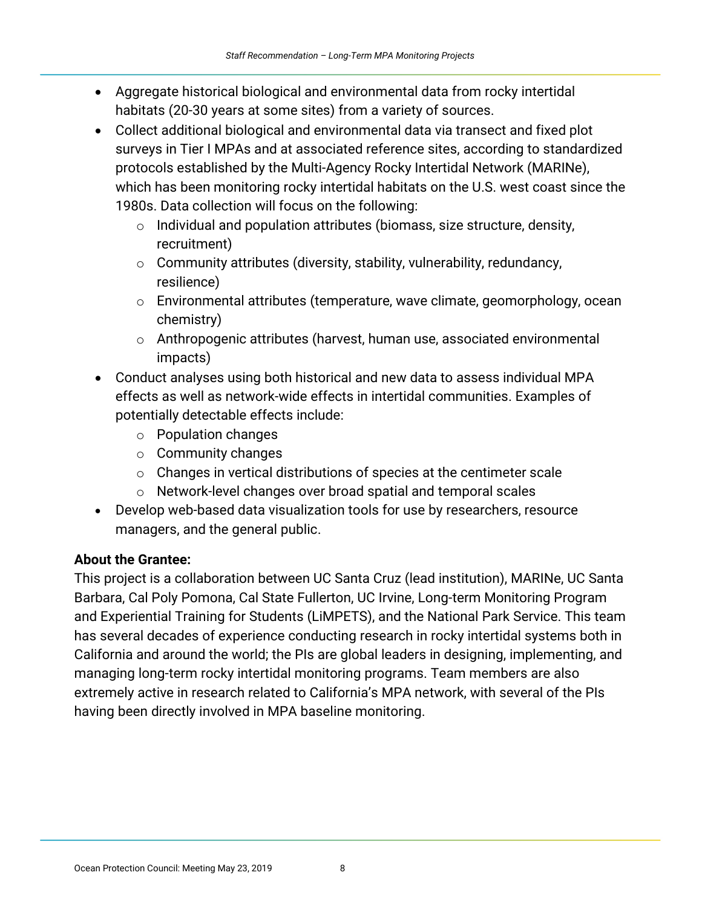- Aggregate historical biological and environmental data from rocky intertidal habitats (20-30 years at some sites) from a variety of sources.
- Collect additional biological and environmental data via transect and fixed plot surveys in Tier I MPAs and at associated reference sites, according to standardized protocols established by the Multi-Agency Rocky Intertidal Network (MARINe), which has been monitoring rocky intertidal habitats on the U.S. west coast since the 1980s. Data collection will focus on the following:
  - Individual and population attributes (biomass, size structure, density, recruitment)
  - Community attributes (diversity, stability, vulnerability, redundancy, resilience)
  - Environmental attributes (temperature, wave climate, geomorphology, ocean chemistry)
  - Anthropogenic attributes (harvest, human use, associated environmental impacts)
- Conduct analyses using both historical and new data to assess individual MPA effects as well as network-wide effects in intertidal communities. Examples of potentially detectable effects include:
  - Population changes
  - Community changes
  - Changes in vertical distributions of species at the centimeter scale
  - Network-level changes over broad spatial and temporal scales
- Develop web-based data visualization tools for use by researchers, resource managers, and the general public.

**About the Grantee:**

This project is a collaboration between UC Santa Cruz (lead institution), MARINe, UC Santa Barbara, Cal Poly Pomona, Cal State Fullerton, UC Irvine, Long-term Monitoring Program and Experiential Training for Students (LiMPETS), and the National Park Service. This team has several decades of experience conducting research in rocky intertidal systems both in California and around the world; the PIs are global leaders in designing, implementing, and managing long-term rocky intertidal monitoring programs. Team members are also extremely active in research related to California's MPA network, with several of the PIs having been directly involved in MPA baseline monitoring.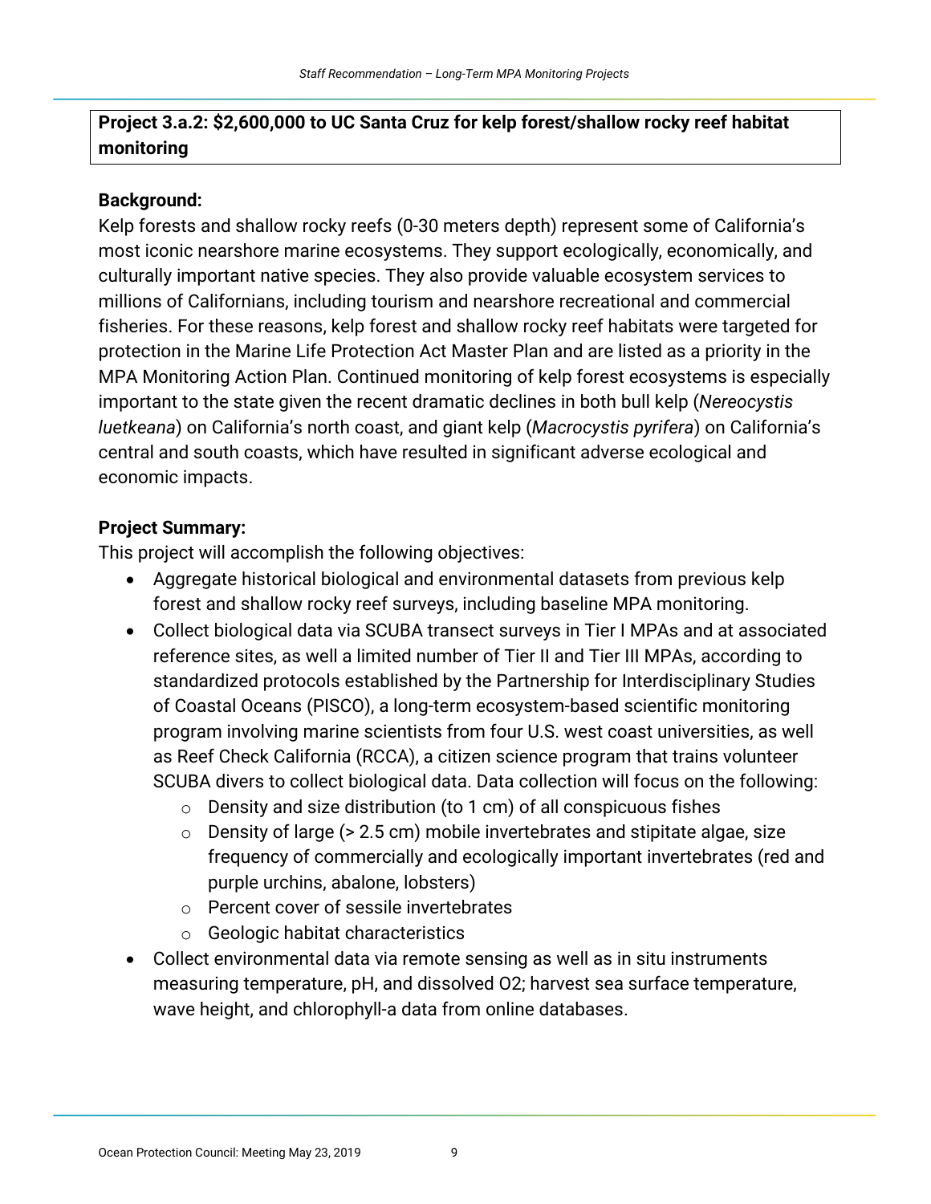**Project 3.a.2: $2,600,000 to UC Santa Cruz for kelp forest/shallow rocky reef habitat monitoring**

**Background:**

Kelp forests and shallow rocky reefs (0-30 meters depth) represent some of California's most iconic nearshore marine ecosystems. They support ecologically, economically, and culturally important native species. They also provide valuable ecosystem services to millions of Californians, including tourism and nearshore recreational and commercial fisheries. For these reasons, kelp forest and shallow rocky reef habitats were targeted for protection in the Marine Life Protection Act Master Plan and are listed as a priority in the MPA Monitoring Action Plan. Continued monitoring of kelp forest ecosystems is especially important to the state given the recent dramatic declines in both bull kelp (*Nereocystis luetkeana*) on California's north coast, and giant kelp (*Macrocystis pyrifera*) on California's central and south coasts, which have resulted in significant adverse ecological and economic impacts.

**Project Summary:**

This project will accomplish the following objectives:

- Aggregate historical biological and environmental datasets from previous kelp forest and shallow rocky reef surveys, including baseline MPA monitoring.
- Collect biological data via SCUBA transect surveys in Tier I MPAs and at associated reference sites, as well a limited number of Tier II and Tier III MPAs, according to standardized protocols established by the Partnership for Interdisciplinary Studies of Coastal Oceans (PISCO), a long-term ecosystem-based scientific monitoring program involving marine scientists from four U.S. west coast universities, as well as Reef Check California (RCCA), a citizen science program that trains volunteer SCUBA divers to collect biological data. Data collection will focus on the following:
  - Density and size distribution (to 1 cm) of all conspicuous fishes
  - Density of large (> 2.5 cm) mobile invertebrates and stipitate algae, size frequency of commercially and ecologically important invertebrates (red and purple urchins, abalone, lobsters)
  - Percent cover of sessile invertebrates
  - Geologic habitat characteristics
- Collect environmental data via remote sensing as well as in situ instruments measuring temperature, pH, and dissolved $O_2$; harvest sea surface temperature, wave height, and chlorophyll-a data from online databases.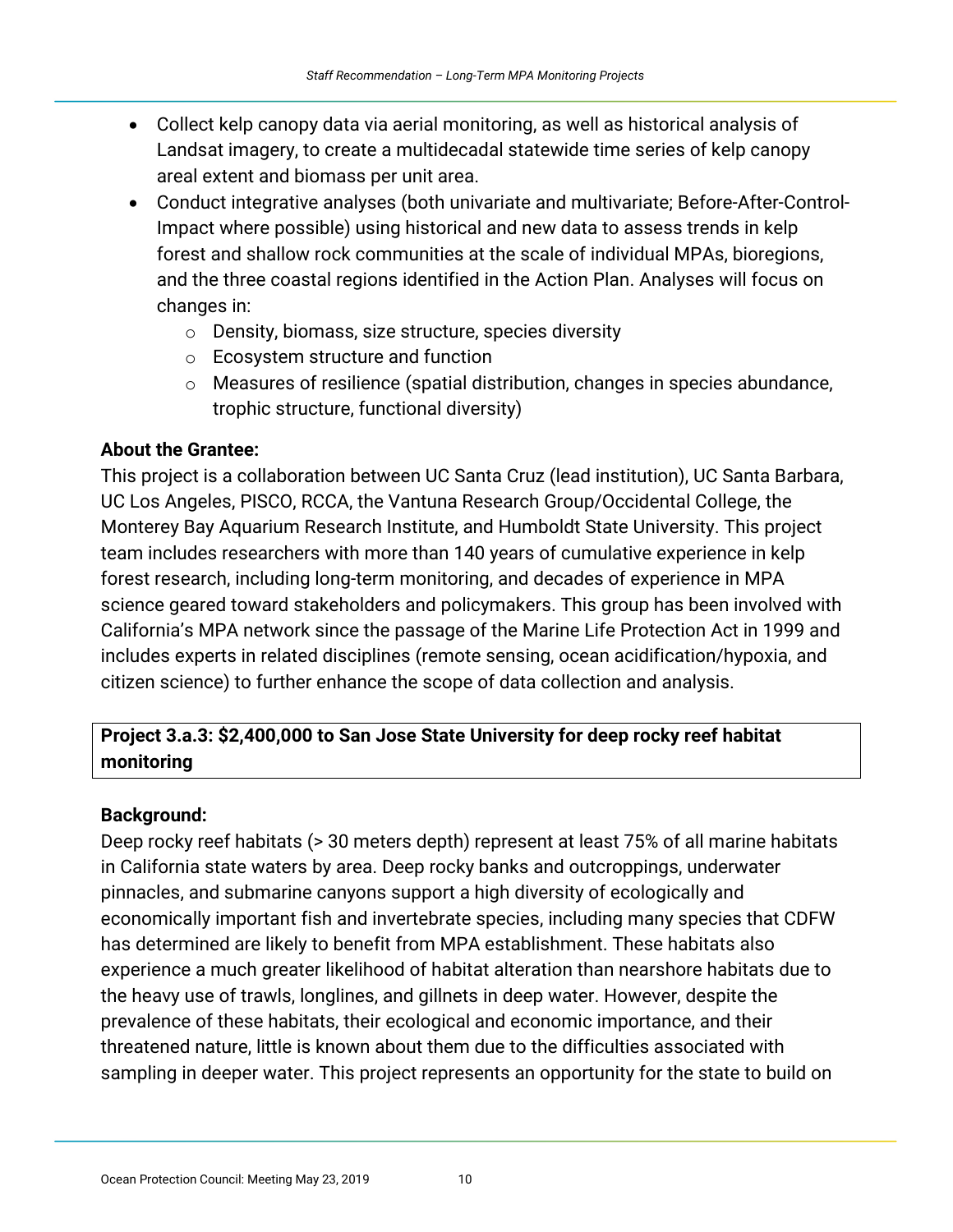- Collect kelp canopy data via aerial monitoring, as well as historical analysis of Landsat imagery, to create a multidecadal statewide time series of kelp canopy areal extent and biomass per unit area.
- Conduct integrative analyses (both univariate and multivariate; Before-After-Control-Impact where possible) using historical and new data to assess trends in kelp forest and shallow rock communities at the scale of individual MPAs, bioregions, and the three coastal regions identified in the Action Plan. Analyses will focus on changes in:
  - Density, biomass, size structure, species diversity
  - Ecosystem structure and function
  - Measures of resilience (spatial distribution, changes in species abundance, trophic structure, functional diversity)

**About the Grantee:**
This project is a collaboration between UC Santa Cruz (lead institution), UC Santa Barbara, UC Los Angeles, PISCO, RCCA, the Vantuna Research Group/Occidental College, the Monterey Bay Aquarium Research Institute, and Humboldt State University. This project team includes researchers with more than 140 years of cumulative experience in kelp forest research, including long-term monitoring, and decades of experience in MPA science geared toward stakeholders and policymakers. This group has been involved with California's MPA network since the passage of the Marine Life Protection Act in 1999 and includes experts in related disciplines (remote sensing, ocean acidification/hypoxia, and citizen science) to further enhance the scope of data collection and analysis.

**Project 3.a.3: $2,400,000 to San Jose State University for deep rocky reef habitat monitoring**

**Background:**
Deep rocky reef habitats (> 30 meters depth) represent at least 75% of all marine habitats in California state waters by area. Deep rocky banks and outcroppings, underwater pinnacles, and submarine canyons support a high diversity of ecologically and economically important fish and invertebrate species, including many species that CDFW has determined are likely to benefit from MPA establishment. These habitats also experience a much greater likelihood of habitat alteration than nearshore habitats due to the heavy use of trawls, longlines, and gillnets in deep water. However, despite the prevalence of these habitats, their ecological and economic importance, and their threatened nature, little is known about them due to the difficulties associated with sampling in deeper water. This project represents an opportunity for the state to build on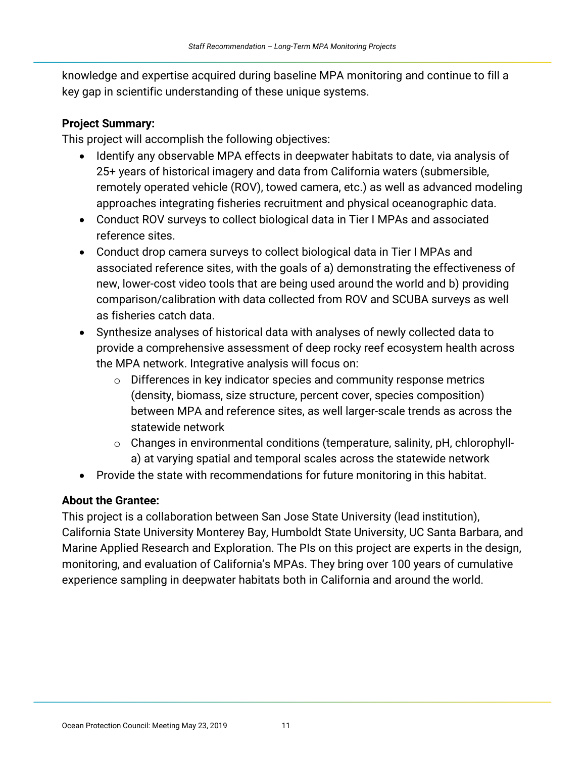knowledge and expertise acquired during baseline MPA monitoring and continue to fill a key gap in scientific understanding of these unique systems.

**Project Summary:**
This project will accomplish the following objectives:

- Identify any observable MPA effects in deepwater habitats to date, via analysis of 25+ years of historical imagery and data from California waters (submersible, remotely operated vehicle (ROV), towed camera, etc.) as well as advanced modeling approaches integrating fisheries recruitment and physical oceanographic data.
- Conduct ROV surveys to collect biological data in Tier I MPAs and associated reference sites.
- Conduct drop camera surveys to collect biological data in Tier I MPAs and associated reference sites, with the goals of a) demonstrating the effectiveness of new, lower-cost video tools that are being used around the world and b) providing comparison/calibration with data collected from ROV and SCUBA surveys as well as fisheries catch data.
- Synthesize analyses of historical data with analyses of newly collected data to provide a comprehensive assessment of deep rocky reef ecosystem health across the MPA network. Integrative analysis will focus on:
  - Differences in key indicator species and community response metrics (density, biomass, size structure, percent cover, species composition) between MPA and reference sites, as well larger-scale trends as across the statewide network
  - Changes in environmental conditions (temperature, salinity, pH, chlorophyll-a) at varying spatial and temporal scales across the statewide network
- Provide the state with recommendations for future monitoring in this habitat.

**About the Grantee:**
This project is a collaboration between San Jose State University (lead institution), California State University Monterey Bay, Humboldt State University, UC Santa Barbara, and Marine Applied Research and Exploration. The PIs on this project are experts in the design, monitoring, and evaluation of California's MPAs. They bring over 100 years of cumulative experience sampling in deepwater habitats both in California and around the world.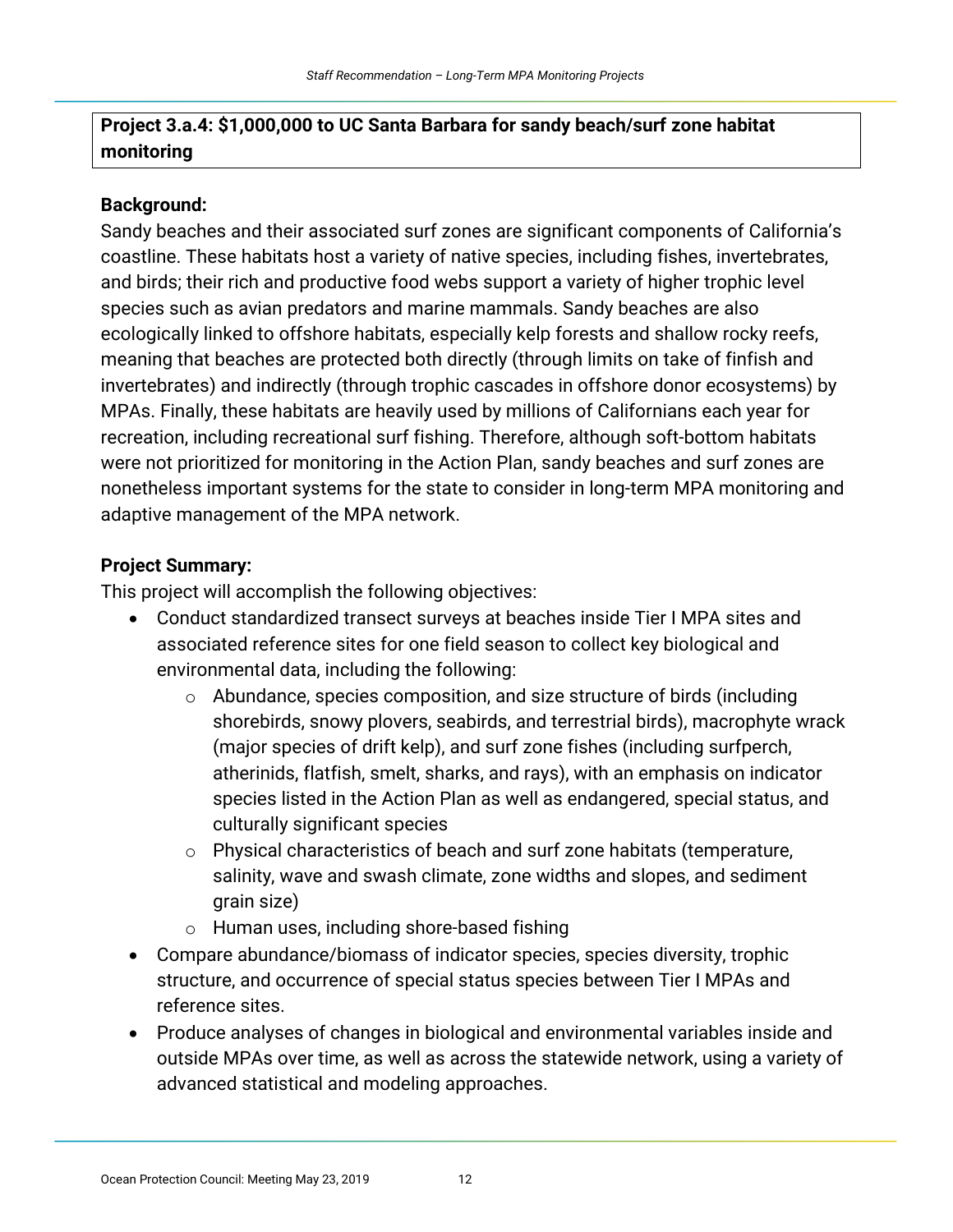**Project 3.a.4: $1,000,000 to UC Santa Barbara for sandy beach/surf zone habitat monitoring**

**Background:**

Sandy beaches and their associated surf zones are significant components of California's coastline. These habitats host a variety of native species, including fishes, invertebrates, and birds; their rich and productive food webs support a variety of higher trophic level species such as avian predators and marine mammals. Sandy beaches are also ecologically linked to offshore habitats, especially kelp forests and shallow rocky reefs, meaning that beaches are protected both directly (through limits on take of finfish and invertebrates) and indirectly (through trophic cascades in offshore donor ecosystems) by MPAs. Finally, these habitats are heavily used by millions of Californians each year for recreation, including recreational surf fishing. Therefore, although soft-bottom habitats were not prioritized for monitoring in the Action Plan, sandy beaches and surf zones are nonetheless important systems for the state to consider in long-term MPA monitoring and adaptive management of the MPA network.

**Project Summary:**

This project will accomplish the following objectives:

- Conduct standardized transect surveys at beaches inside Tier I MPA sites and associated reference sites for one field season to collect key biological and environmental data, including the following:
  - Abundance, species composition, and size structure of birds (including shorebirds, snowy plovers, seabirds, and terrestrial birds), macrophyte wrack (major species of drift kelp), and surf zone fishes (including surfperch, atherinids, flatfish, smelt, sharks, and rays), with an emphasis on indicator species listed in the Action Plan as well as endangered, special status, and culturally significant species
  - Physical characteristics of beach and surf zone habitats (temperature, salinity, wave and swash climate, zone widths and slopes, and sediment grain size)
  - Human uses, including shore-based fishing
- Compare abundance/biomass of indicator species, species diversity, trophic structure, and occurrence of special status species between Tier I MPAs and reference sites.
- Produce analyses of changes in biological and environmental variables inside and outside MPAs over time, as well as across the statewide network, using a variety of advanced statistical and modeling approaches.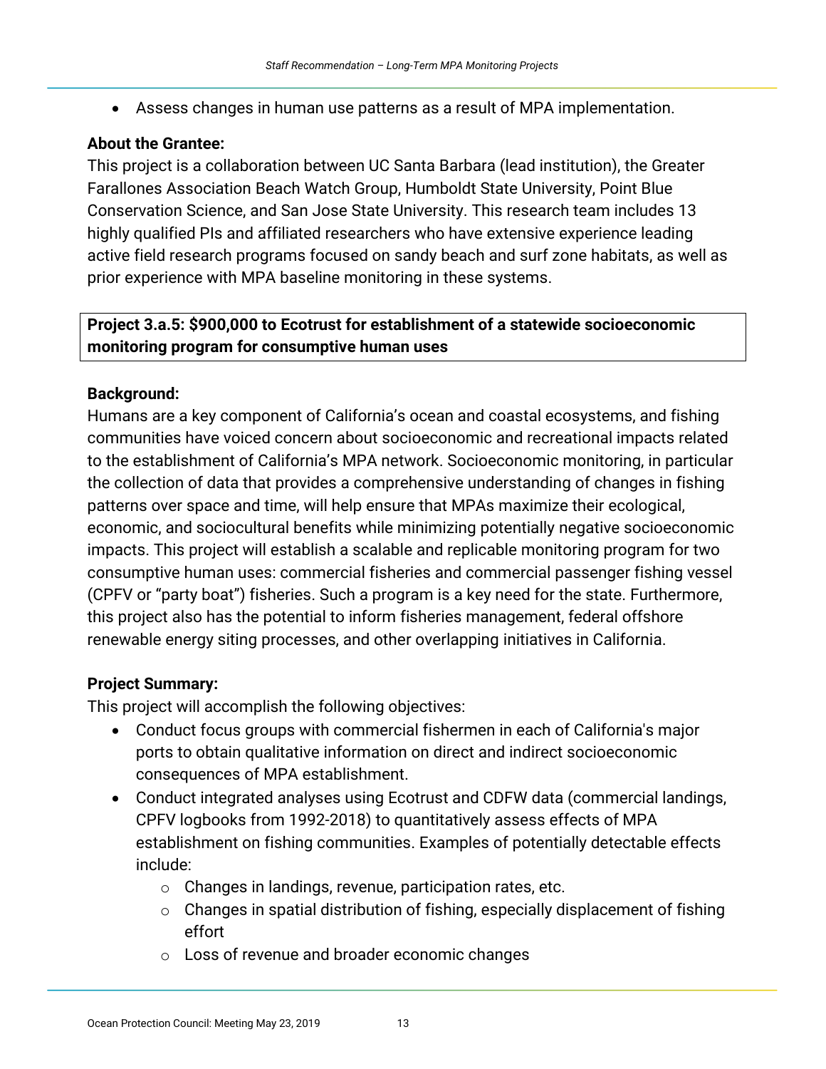- Assess changes in human use patterns as a result of MPA implementation.

**About the Grantee:**
This project is a collaboration between UC Santa Barbara (lead institution), the Greater Farallones Association Beach Watch Group, Humboldt State University, Point Blue Conservation Science, and San Jose State University. This research team includes 13 highly qualified PIs and affiliated researchers who have extensive experience leading active field research programs focused on sandy beach and surf zone habitats, as well as prior experience with MPA baseline monitoring in these systems.

**Project 3.a.5: $900,000 to Ecotrust for establishment of a statewide socioeconomic monitoring program for consumptive human uses**

**Background:**
Humans are a key component of California's ocean and coastal ecosystems, and fishing communities have voiced concern about socioeconomic and recreational impacts related to the establishment of California's MPA network. Socioeconomic monitoring, in particular the collection of data that provides a comprehensive understanding of changes in fishing patterns over space and time, will help ensure that MPAs maximize their ecological, economic, and sociocultural benefits while minimizing potentially negative socioeconomic impacts. This project will establish a scalable and replicable monitoring program for two consumptive human uses: commercial fisheries and commercial passenger fishing vessel (CPFV or "party boat") fisheries. Such a program is a key need for the state. Furthermore, this project also has the potential to inform fisheries management, federal offshore renewable energy siting processes, and other overlapping initiatives in California.

**Project Summary:**
This project will accomplish the following objectives:

- Conduct focus groups with commercial fishermen in each of California's major ports to obtain qualitative information on direct and indirect socioeconomic consequences of MPA establishment.
- Conduct integrated analyses using Ecotrust and CDFW data (commercial landings, CPFV logbooks from 1992-2018) to quantitatively assess effects of MPA establishment on fishing communities. Examples of potentially detectable effects include:
  - Changes in landings, revenue, participation rates, etc.
  - Changes in spatial distribution of fishing, especially displacement of fishing effort
  - Loss of revenue and broader economic changes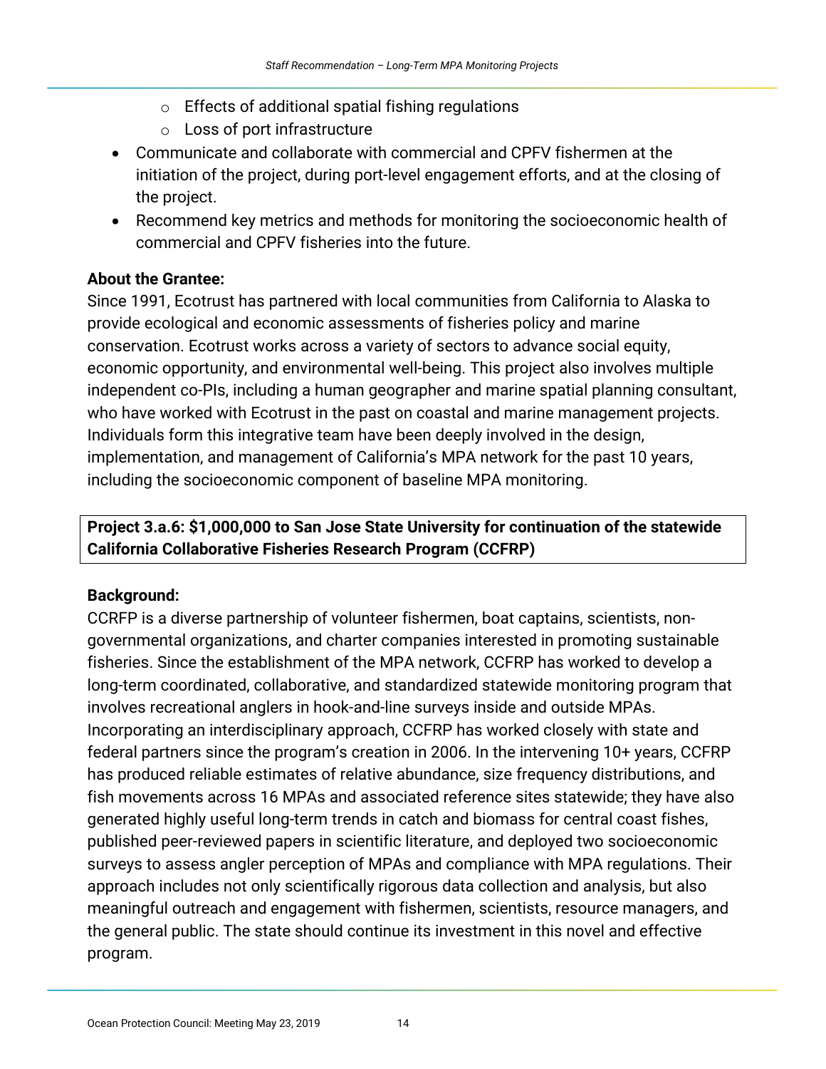- Effects of additional spatial fishing regulations
    - Loss of port infrastructure
- Communicate and collaborate with commercial and CPFV fishermen at the initiation of the project, during port-level engagement efforts, and at the closing of the project.
- Recommend key metrics and methods for monitoring the socioeconomic health of commercial and CPFV fisheries into the future.

**About the Grantee:**

Since 1991, Ecotrust has partnered with local communities from California to Alaska to provide ecological and economic assessments of fisheries policy and marine conservation. Ecotrust works across a variety of sectors to advance social equity, economic opportunity, and environmental well-being. This project also involves multiple independent co-PIs, including a human geographer and marine spatial planning consultant, who have worked with Ecotrust in the past on coastal and marine management projects. Individuals form this integrative team have been deeply involved in the design, implementation, and management of California's MPA network for the past 10 years, including the socioeconomic component of baseline MPA monitoring.

**Project 3.a.6: $1,000,000 to San Jose State University for continuation of the statewide California Collaborative Fisheries Research Program (CCFRP)**

**Background:**

CCRFP is a diverse partnership of volunteer fishermen, boat captains, scientists, non-governmental organizations, and charter companies interested in promoting sustainable fisheries. Since the establishment of the MPA network, CCFRP has worked to develop a long-term coordinated, collaborative, and standardized statewide monitoring program that involves recreational anglers in hook-and-line surveys inside and outside MPAs. Incorporating an interdisciplinary approach, CCFRP has worked closely with state and federal partners since the program's creation in 2006. In the intervening 10+ years, CCFRP has produced reliable estimates of relative abundance, size frequency distributions, and fish movements across 16 MPAs and associated reference sites statewide; they have also generated highly useful long-term trends in catch and biomass for central coast fishes, published peer-reviewed papers in scientific literature, and deployed two socioeconomic surveys to assess angler perception of MPAs and compliance with MPA regulations. Their approach includes not only scientifically rigorous data collection and analysis, but also meaningful outreach and engagement with fishermen, scientists, resource managers, and the general public. The state should continue its investment in this novel and effective program.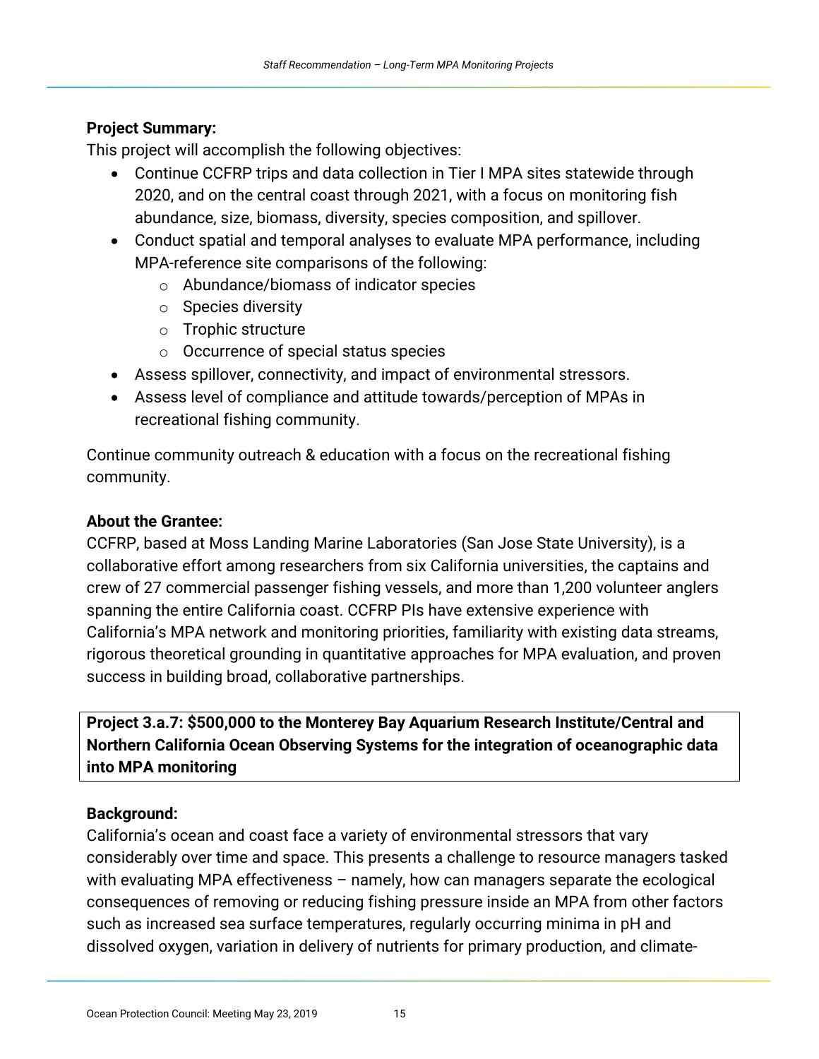**Project Summary:**

This project will accomplish the following objectives:

- Continue CCFRP trips and data collection in Tier I MPA sites statewide through 2020, and on the central coast through 2021, with a focus on monitoring fish abundance, size, biomass, diversity, species composition, and spillover.
- Conduct spatial and temporal analyses to evaluate MPA performance, including MPA-reference site comparisons of the following:
  - Abundance/biomass of indicator species
  - Species diversity
  - Trophic structure
  - Occurrence of special status species
- Assess spillover, connectivity, and impact of environmental stressors.
- Assess level of compliance and attitude towards/perception of MPAs in recreational fishing community.

Continue community outreach & education with a focus on the recreational fishing community.

**About the Grantee:**

CCFRP, based at Moss Landing Marine Laboratories (San Jose State University), is a collaborative effort among researchers from six California universities, the captains and crew of 27 commercial passenger fishing vessels, and more than 1,200 volunteer anglers spanning the entire California coast. CCFRP PIs have extensive experience with California's MPA network and monitoring priorities, familiarity with existing data streams, rigorous theoretical grounding in quantitative approaches for MPA evaluation, and proven success in building broad, collaborative partnerships.

**Project 3.a.7: $500,000 to the Monterey Bay Aquarium Research Institute/Central and Northern California Ocean Observing Systems for the integration of oceanographic data into MPA monitoring**

**Background:**

California's ocean and coast face a variety of environmental stressors that vary considerably over time and space. This presents a challenge to resource managers tasked with evaluating MPA effectiveness – namely, how can managers separate the ecological consequences of removing or reducing fishing pressure inside an MPA from other factors such as increased sea surface temperatures, regularly occurring minima in pH and dissolved oxygen, variation in delivery of nutrients for primary production, and climate-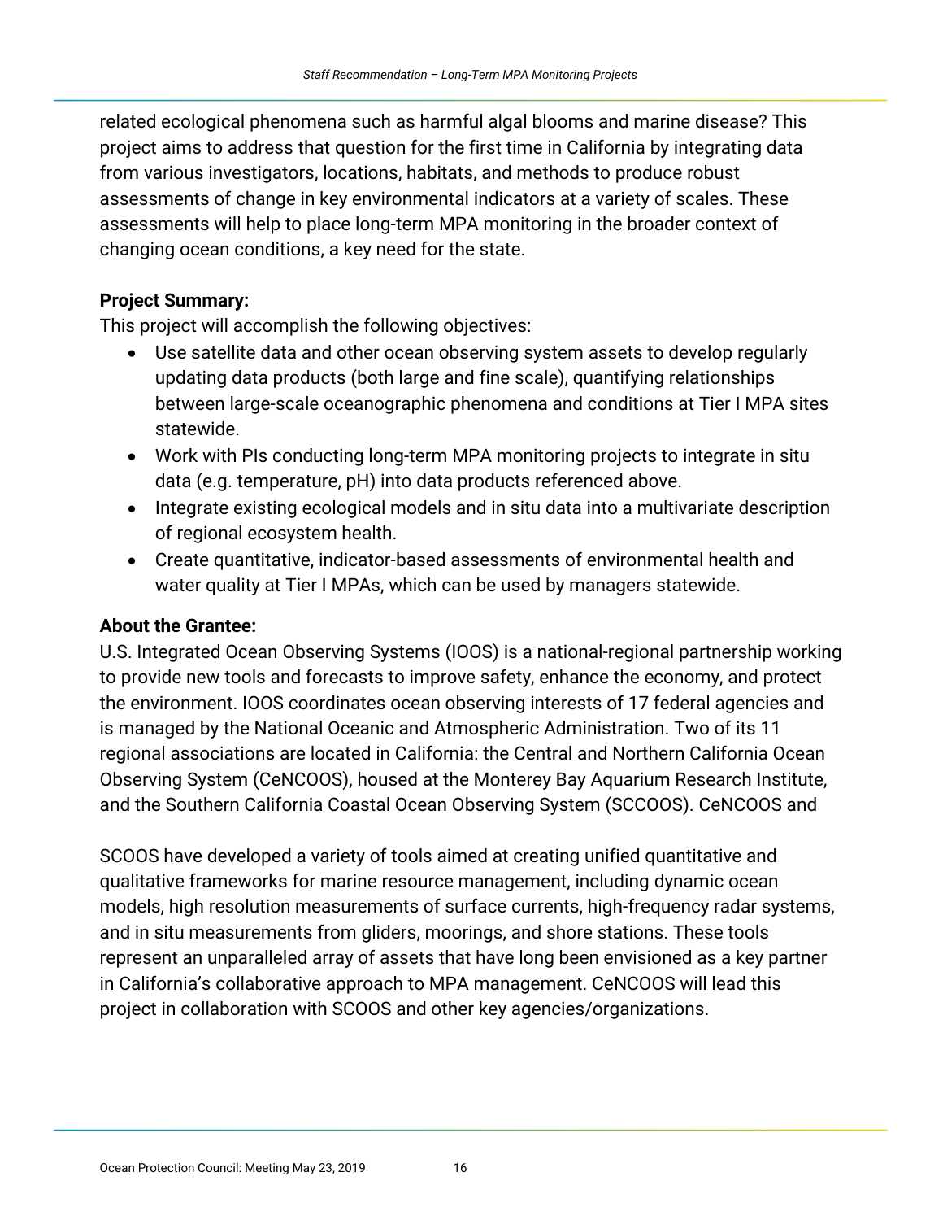related ecological phenomena such as harmful algal blooms and marine disease? This project aims to address that question for the first time in California by integrating data from various investigators, locations, habitats, and methods to produce robust assessments of change in key environmental indicators at a variety of scales. These assessments will help to place long-term MPA monitoring in the broader context of changing ocean conditions, a key need for the state.

**Project Summary:**
This project will accomplish the following objectives:

- Use satellite data and other ocean observing system assets to develop regularly updating data products (both large and fine scale), quantifying relationships between large-scale oceanographic phenomena and conditions at Tier I MPA sites statewide.
- Work with PIs conducting long-term MPA monitoring projects to integrate in situ data (e.g. temperature, pH) into data products referenced above.
- Integrate existing ecological models and in situ data into a multivariate description of regional ecosystem health.
- Create quantitative, indicator-based assessments of environmental health and water quality at Tier I MPAs, which can be used by managers statewide.

**About the Grantee:**
U.S. Integrated Ocean Observing Systems (IOOS) is a national-regional partnership working to provide new tools and forecasts to improve safety, enhance the economy, and protect the environment. IOOS coordinates ocean observing interests of 17 federal agencies and is managed by the National Oceanic and Atmospheric Administration. Two of its 11 regional associations are located in California: the Central and Northern California Ocean Observing System (CeNCOOS), housed at the Monterey Bay Aquarium Research Institute, and the Southern California Coastal Ocean Observing System (SCCOOS). CeNCOOS and SCOOS have developed a variety of tools aimed at creating unified quantitative and qualitative frameworks for marine resource management, including dynamic ocean models, high resolution measurements of surface currents, high-frequency radar systems, and in situ measurements from gliders, moorings, and shore stations. These tools represent an unparalleled array of assets that have long been envisioned as a key partner in California's collaborative approach to MPA management. CeNCOOS will lead this project in collaboration with SCOOS and other key agencies/organizations.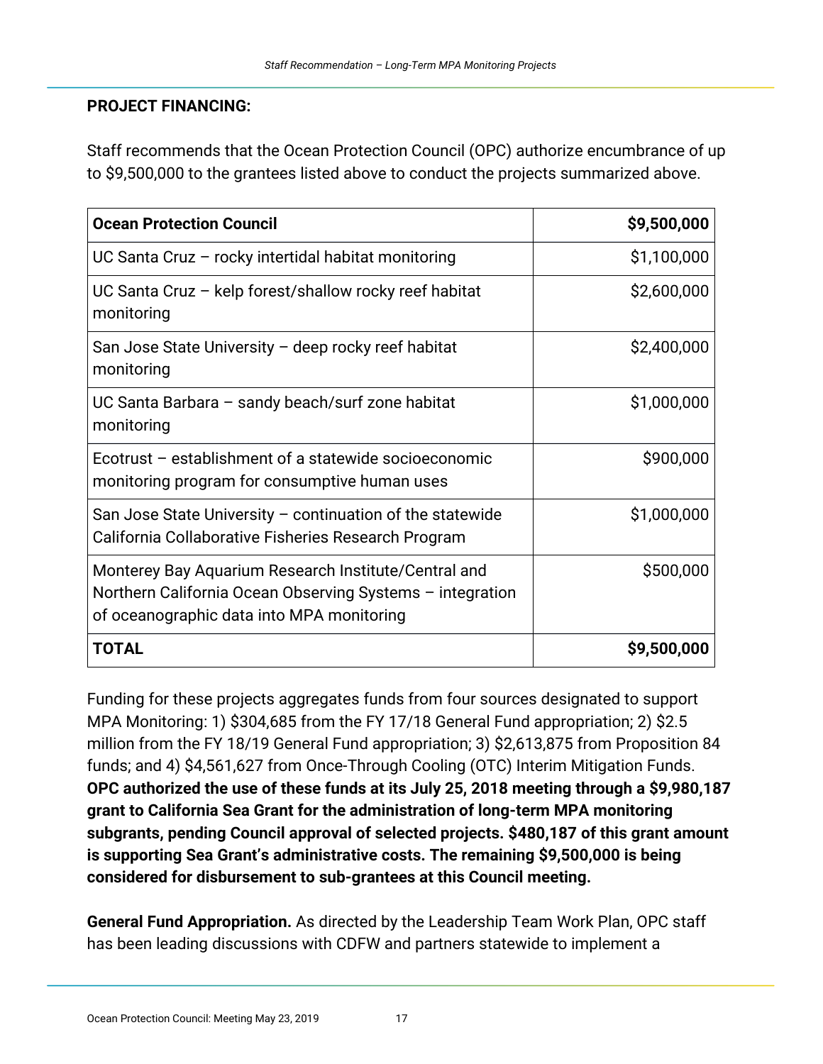**PROJECT FINANCING:**

Staff recommends that the Ocean Protection Council (OPC) authorize encumbrance of up to $9,500,000 to the grantees listed above to conduct the projects summarized above.

| **Ocean Protection Council** | **$9,500,000** |
|---|---:|
| UC Santa Cruz – rocky intertidal habitat monitoring | $1,100,000 |
| UC Santa Cruz – kelp forest/shallow rocky reef habitat monitoring | $2,600,000 |
| San Jose State University – deep rocky reef habitat monitoring | $2,400,000 |
| UC Santa Barbara – sandy beach/surf zone habitat monitoring | $1,000,000 |
| Ecotrust – establishment of a statewide socioeconomic monitoring program for consumptive human uses | $900,000 |
| San Jose State University – continuation of the statewide California Collaborative Fisheries Research Program | $1,000,000 |
| Monterey Bay Aquarium Research Institute/Central and Northern California Ocean Observing Systems – integration of oceanographic data into MPA monitoring | $500,000 |
| **TOTAL** | **$9,500,000** |

Funding for these projects aggregates funds from four sources designated to support MPA Monitoring: 1) $304,685 from the FY 17/18 General Fund appropriation; 2) $2.5 million from the FY 18/19 General Fund appropriation; 3) $2,613,875 from Proposition 84 funds; and 4) $4,561,627 from Once-Through Cooling (OTC) Interim Mitigation Funds. **OPC authorized the use of these funds at its July 25, 2018 meeting through a $9,980,187 grant to California Sea Grant for the administration of long-term MPA monitoring subgrants, pending Council approval of selected projects. $480,187 of this grant amount is supporting Sea Grant's administrative costs. The remaining $9,500,000 is being considered for disbursement to sub-grantees at this Council meeting.**

**General Fund Appropriation.** As directed by the Leadership Team Work Plan, OPC staff has been leading discussions with CDFW and partners statewide to implement a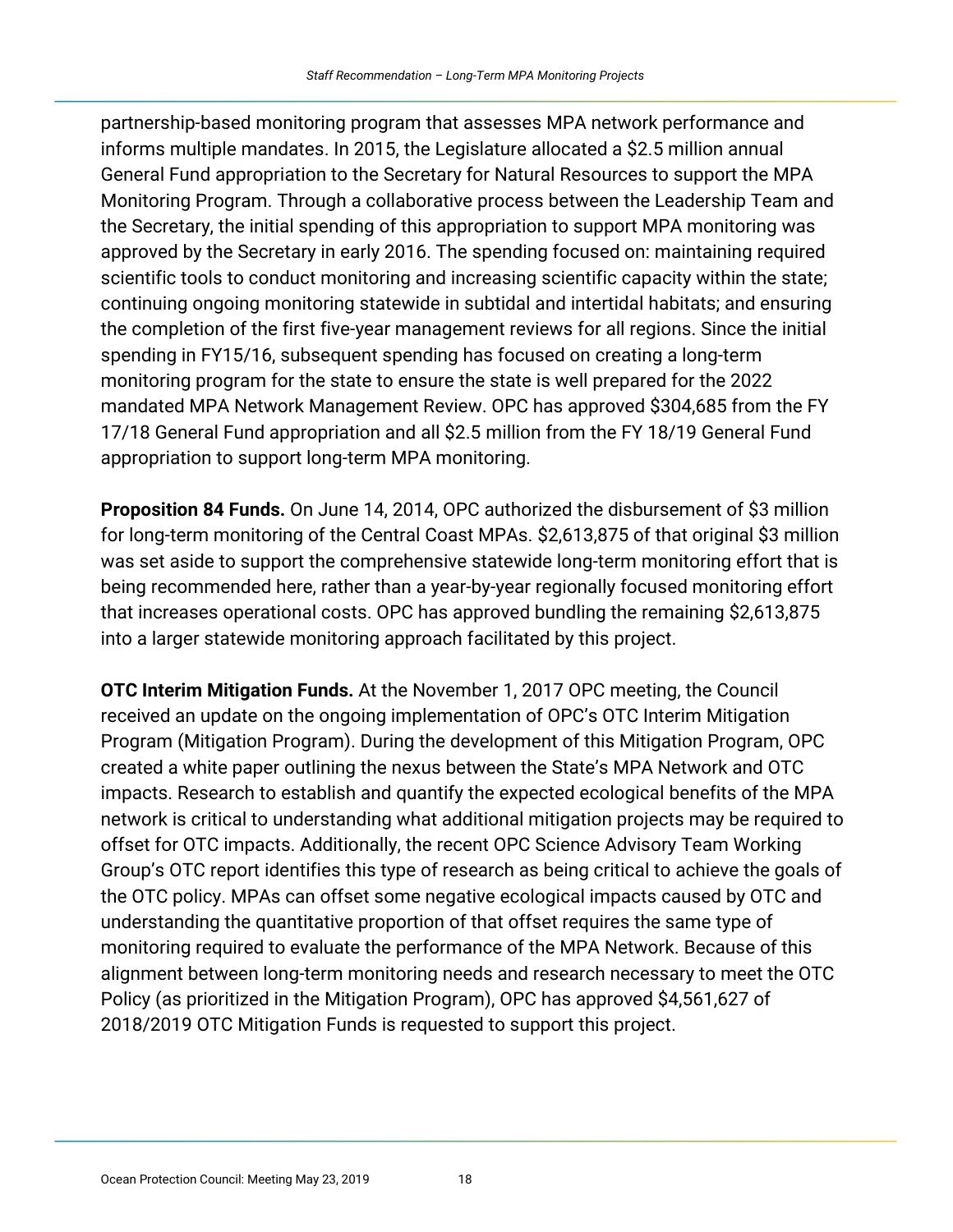partnership-based monitoring program that assesses MPA network performance and informs multiple mandates. In 2015, the Legislature allocated a $2.5 million annual General Fund appropriation to the Secretary for Natural Resources to support the MPA Monitoring Program. Through a collaborative process between the Leadership Team and the Secretary, the initial spending of this appropriation to support MPA monitoring was approved by the Secretary in early 2016. The spending focused on: maintaining required scientific tools to conduct monitoring and increasing scientific capacity within the state; continuing ongoing monitoring statewide in subtidal and intertidal habitats; and ensuring the completion of the first five-year management reviews for all regions. Since the initial spending in FY15/16, subsequent spending has focused on creating a long-term monitoring program for the state to ensure the state is well prepared for the 2022 mandated MPA Network Management Review. OPC has approved $304,685 from the FY 17/18 General Fund appropriation and all $2.5 million from the FY 18/19 General Fund appropriation to support long-term MPA monitoring.

**Proposition 84 Funds.** On June 14, 2014, OPC authorized the disbursement of $3 million for long-term monitoring of the Central Coast MPAs. $2,613,875 of that original $3 million was set aside to support the comprehensive statewide long-term monitoring effort that is being recommended here, rather than a year-by-year regionally focused monitoring effort that increases operational costs. OPC has approved bundling the remaining $2,613,875 into a larger statewide monitoring approach facilitated by this project.

**OTC Interim Mitigation Funds.** At the November 1, 2017 OPC meeting, the Council received an update on the ongoing implementation of OPC's OTC Interim Mitigation Program (Mitigation Program). During the development of this Mitigation Program, OPC created a white paper outlining the nexus between the State's MPA Network and OTC impacts. Research to establish and quantify the expected ecological benefits of the MPA network is critical to understanding what additional mitigation projects may be required to offset for OTC impacts. Additionally, the recent OPC Science Advisory Team Working Group's OTC report identifies this type of research as being critical to achieve the goals of the OTC policy. MPAs can offset some negative ecological impacts caused by OTC and understanding the quantitative proportion of that offset requires the same type of monitoring required to evaluate the performance of the MPA Network. Because of this alignment between long-term monitoring needs and research necessary to meet the OTC Policy (as prioritized in the Mitigation Program), OPC has approved $4,561,627 of 2018/2019 OTC Mitigation Funds is requested to support this project.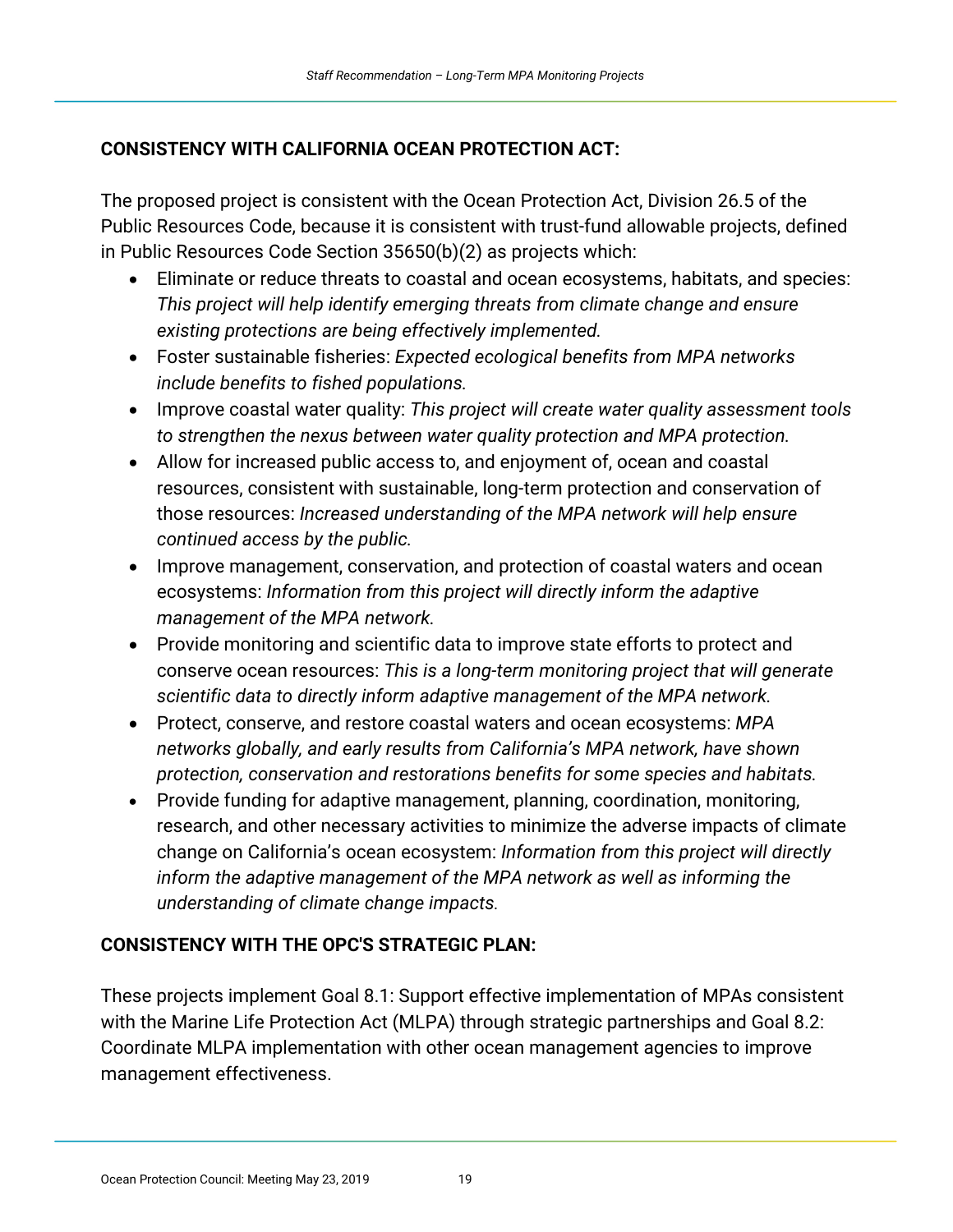## CONSISTENCY WITH CALIFORNIA OCEAN PROTECTION ACT:

The proposed project is consistent with the Ocean Protection Act, Division 26.5 of the Public Resources Code, because it is consistent with trust-fund allowable projects, defined in Public Resources Code Section 35650(b)(2) as projects which:

- Eliminate or reduce threats to coastal and ocean ecosystems, habitats, and species: *This project will help identify emerging threats from climate change and ensure existing protections are being effectively implemented.*
- Foster sustainable fisheries: *Expected ecological benefits from MPA networks include benefits to fished populations.*
- Improve coastal water quality: *This project will create water quality assessment tools to strengthen the nexus between water quality protection and MPA protection.*
- Allow for increased public access to, and enjoyment of, ocean and coastal resources, consistent with sustainable, long-term protection and conservation of those resources: *Increased understanding of the MPA network will help ensure continued access by the public.*
- Improve management, conservation, and protection of coastal waters and ocean ecosystems: *Information from this project will directly inform the adaptive management of the MPA network.*
- Provide monitoring and scientific data to improve state efforts to protect and conserve ocean resources: *This is a long-term monitoring project that will generate scientific data to directly inform adaptive management of the MPA network.*
- Protect, conserve, and restore coastal waters and ocean ecosystems: *MPA networks globally, and early results from California's MPA network, have shown protection, conservation and restorations benefits for some species and habitats.*
- Provide funding for adaptive management, planning, coordination, monitoring, research, and other necessary activities to minimize the adverse impacts of climate change on California's ocean ecosystem: *Information from this project will directly inform the adaptive management of the MPA network as well as informing the understanding of climate change impacts.*

## CONSISTENCY WITH THE OPC'S STRATEGIC PLAN:

These projects implement Goal 8.1: Support effective implementation of MPAs consistent with the Marine Life Protection Act (MLPA) through strategic partnerships and Goal 8.2: Coordinate MLPA implementation with other ocean management agencies to improve management effectiveness.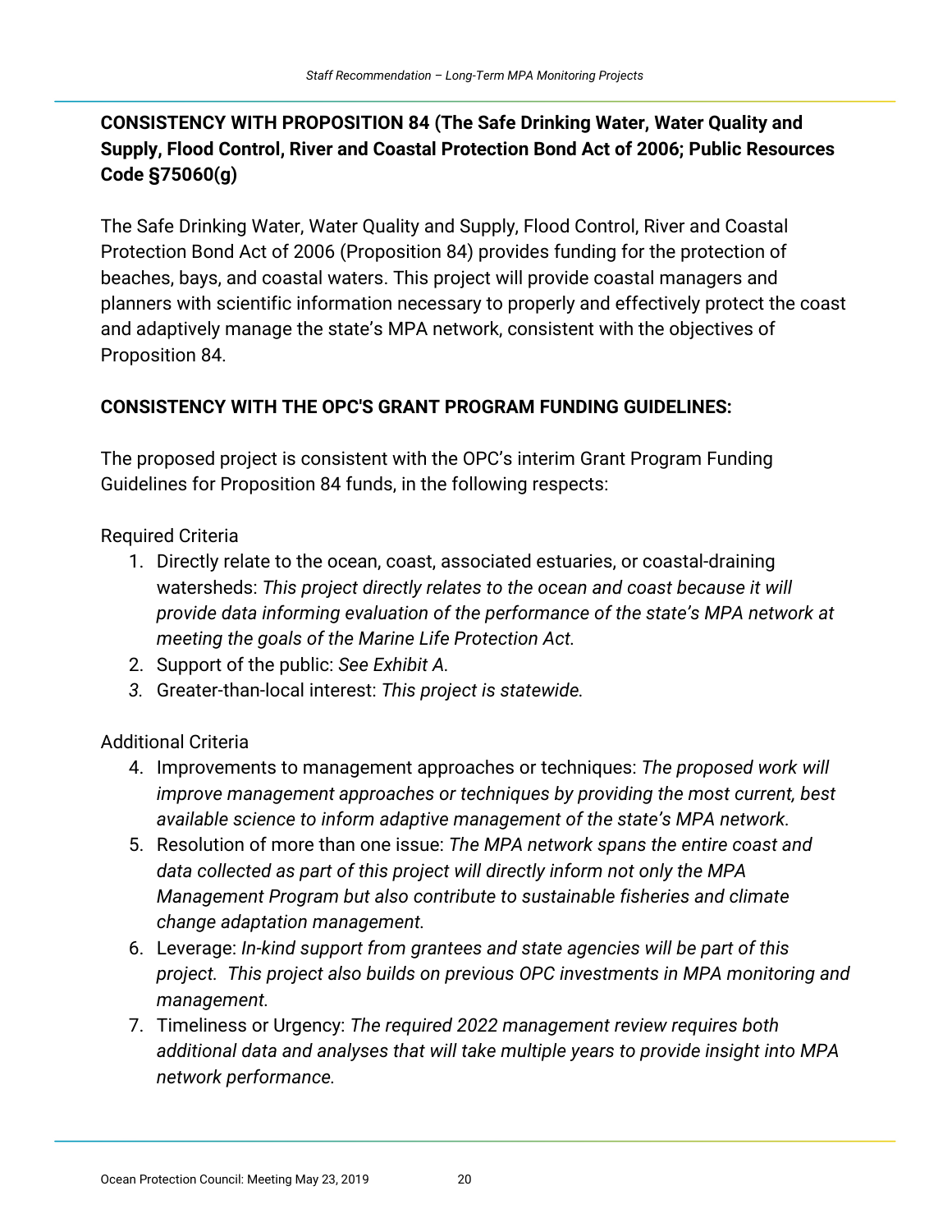**CONSISTENCY WITH PROPOSITION 84 (The Safe Drinking Water, Water Quality and Supply, Flood Control, River and Coastal Protection Bond Act of 2006; Public Resources Code §75060(g)**

The Safe Drinking Water, Water Quality and Supply, Flood Control, River and Coastal Protection Bond Act of 2006 (Proposition 84) provides funding for the protection of beaches, bays, and coastal waters. This project will provide coastal managers and planners with scientific information necessary to properly and effectively protect the coast and adaptively manage the state's MPA network, consistent with the objectives of Proposition 84.

**CONSISTENCY WITH THE OPC'S GRANT PROGRAM FUNDING GUIDELINES:**

The proposed project is consistent with the OPC's interim Grant Program Funding Guidelines for Proposition 84 funds, in the following respects:

Required Criteria

1. Directly relate to the ocean, coast, associated estuaries, or coastal-draining watersheds: *This project directly relates to the ocean and coast because it will provide data informing evaluation of the performance of the state's MPA network at meeting the goals of the Marine Life Protection Act.*
2. Support of the public: *See Exhibit A.*
3. Greater-than-local interest: *This project is statewide.*

Additional Criteria

4. Improvements to management approaches or techniques: *The proposed work will improve management approaches or techniques by providing the most current, best available science to inform adaptive management of the state's MPA network.*
5. Resolution of more than one issue: *The MPA network spans the entire coast and data collected as part of this project will directly inform not only the MPA Management Program but also contribute to sustainable fisheries and climate change adaptation management.*
6. Leverage: *In-kind support from grantees and state agencies will be part of this project. This project also builds on previous OPC investments in MPA monitoring and management.*
7. Timeliness or Urgency: *The required 2022 management review requires both additional data and analyses that will take multiple years to provide insight into MPA network performance.*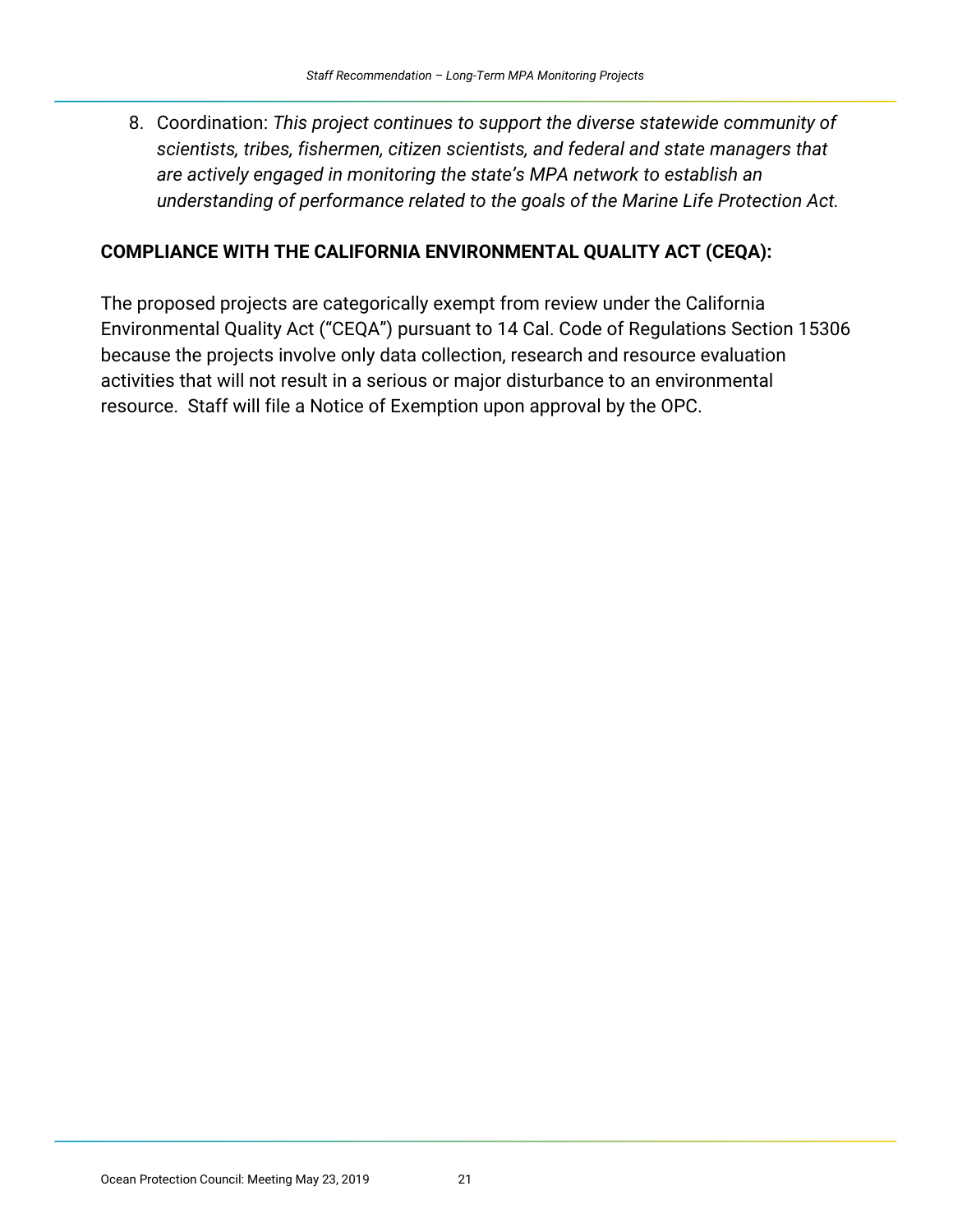8. Coordination: *This project continues to support the diverse statewide community of scientists, tribes, fishermen, citizen scientists, and federal and state managers that are actively engaged in monitoring the state's MPA network to establish an understanding of performance related to the goals of the Marine Life Protection Act.*

**COMPLIANCE WITH THE CALIFORNIA ENVIRONMENTAL QUALITY ACT (CEQA):**

The proposed projects are categorically exempt from review under the California Environmental Quality Act ("CEQA") pursuant to 14 Cal. Code of Regulations Section 15306 because the projects involve only data collection, research and resource evaluation activities that will not result in a serious or major disturbance to an environmental resource. Staff will file a Notice of Exemption upon approval by the OPC.